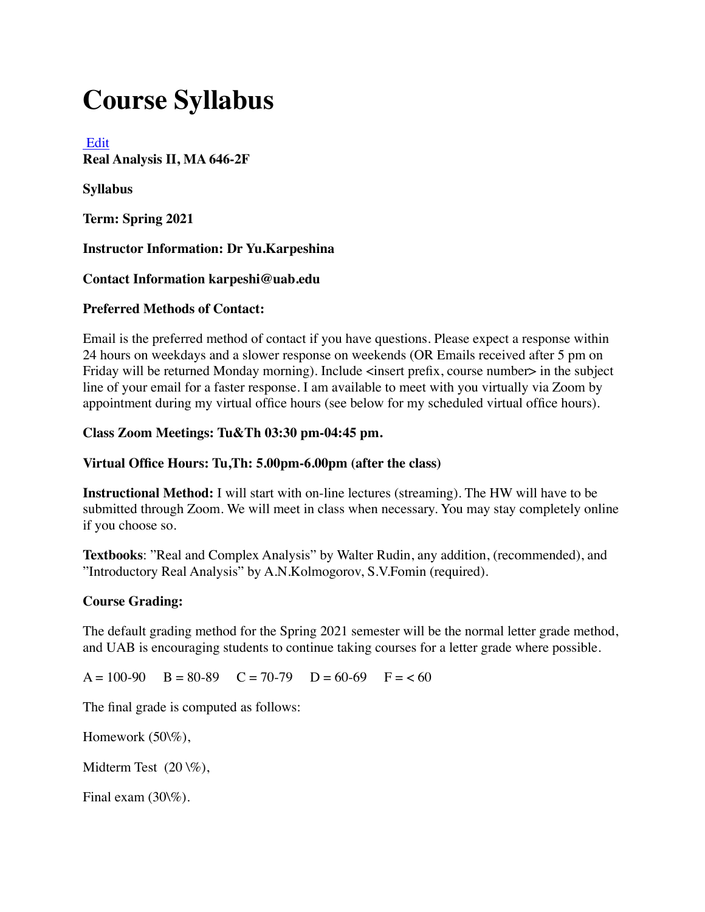# Course Syllabus

Edit

**Real Analysis II, MA 646-2F**

**Syllabus**

**Term: Spring 2021**

**Instructor Information: Dr Yu.Karpeshina**

**Contact Information karpeshi@uab.edu**

**Preferred Methods of Contact:**

Email is the preferred method of contact if you have questions. Please expect a response within 24 hours on weekdays and a slower response on weekends (OR Emails received after 5 pm on Friday will be returned Monday morning). Include <insert prefix, course number> in the subject line of your email for a faster response. I am available to meet with you virtually via Zoom by appointment during my virtual office hours (see below for my scheduled virtual office hours).

**Class Zoom Meetings: Tu&Th 03:30 pm-04:45 pm.**

**Virtual Office Hours: Tu,Th: 5.00pm-6.00pm (after the class)**

**Instructional Method:** I will start with on-line lectures (streaming). The HW will have to be submitted through Zoom. We will meet in class when necessary. You may stay completely online if you choose so.

**Textbooks**: "Real and Complex Analysis" by Walter Rudin, any addition, (recommended), and "Introductory Real Analysis" by A.N.Kolmogorov, S.V.Fomin (required).

**Course Grading:**

The default grading method for the Spring 2021 semester will be the normal letter grade method, and UAB is encouraging students to continue taking courses for a letter grade where possible.

A = 100-90 B = 80-89 C = 70-79 D = 60-69 F = < 60

The final grade is computed as follows:

Homework (50\%),

Midterm Test (20 \%),

Final exam (30\%).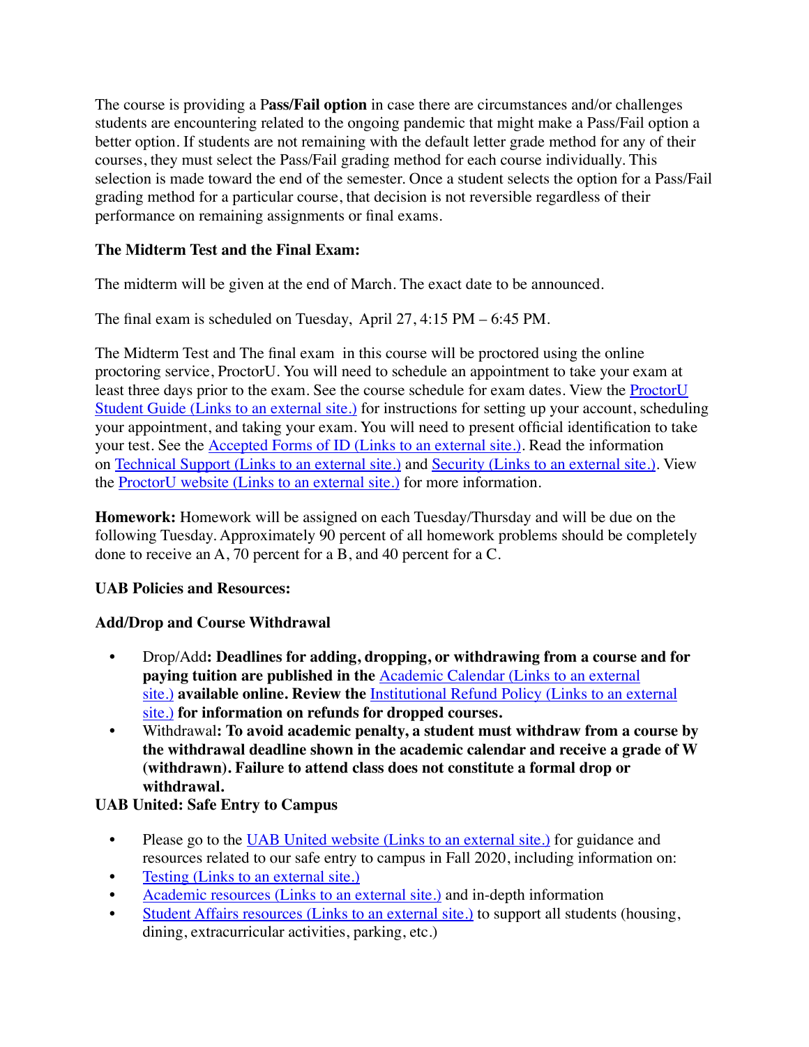The course is providing a P**ass/Fail option** in case there are circumstances and/or challenges students are encountering related to the ongoing pandemic that might make a Pass/Fail option a better option. If students are not remaining with the default letter grade method for any of their courses, they must select the Pass/Fail grading method for each course individually. This selection is made toward the end of the semester. Once a student selects the option for a Pass/Fail grading method for a particular course, that decision is not reversible regardless of their performance on remaining assignments or final exams.

**The Midterm Test and the Final Exam:**

The midterm will be given at the end of March. The exact date to be announced.

The final exam is scheduled on Tuesday, April 27, 4:15 PM – 6:45 PM.

The Midterm Test and The final exam in this course will be proctored using the online proctoring service, ProctorU. You will need to schedule an appointment to take your exam at least three days prior to the exam. See the course schedule for exam dates. View the ProctorU Student Guide (Links to an external site.) for instructions for setting up your account, scheduling your appointment, and taking your exam. You will need to present official identification to take your test. See the Accepted Forms of ID (Links to an external site.). Read the information on Technical Support (Links to an external site.) and Security (Links to an external site.). View the ProctorU website (Links to an external site.) for more information.

**Homework:** Homework will be assigned on each Tuesday/Thursday and will be due on the following Tuesday. Approximately 90 percent of all homework problems should be completely done to receive an A, 70 percent for a B, and 40 percent for a C.

**UAB Policies and Resources:**

**Add/Drop and Course Withdrawal**

- Drop/Add**: Deadlines for adding, dropping, or withdrawing from a course and for paying tuition are published in the** Academic Calendar (Links to an external site.) **available online. Review the** Institutional Refund Policy (Links to an external site.) **for information on refunds for dropped courses.**
- Withdrawal**: To avoid academic penalty, a student must withdraw from a course by the withdrawal deadline shown in the academic calendar and receive a grade of W (withdrawn). Failure to attend class does not constitute a formal drop or withdrawal.**

**UAB United: Safe Entry to Campus**

- Please go to the UAB United website (Links to an external site.) for guidance and resources related to our safe entry to campus in Fall 2020, including information on:
- Testing (Links to an external site.)
- Academic resources (Links to an external site.) and in-depth information
- Student Affairs resources (Links to an external site.) to support all students (housing, dining, extracurricular activities, parking, etc.)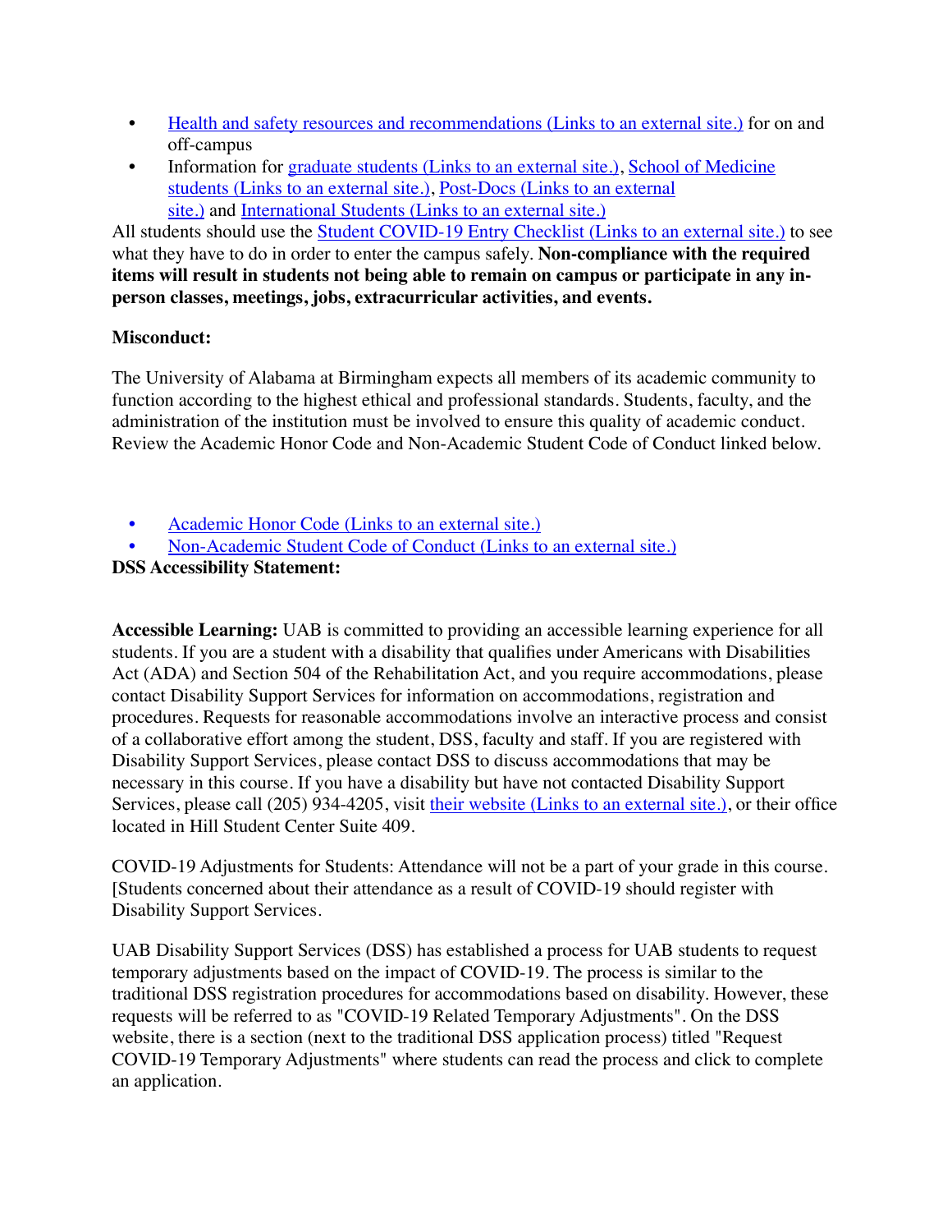- Health and safety resources and recommendations (Links to an external site.) for on and off-campus
- Information for graduate students (Links to an external site.), School of Medicine students (Links to an external site.), Post-Docs (Links to an external site.) and International Students (Links to an external site.)

All students should use the Student COVID-19 Entry Checklist (Links to an external site.) to see what they have to do in order to enter the campus safely. **Non-compliance with the required items will result in students not being able to remain on campus or participate in any in-person classes, meetings, jobs, extracurricular activities, and events.**

**Misconduct:**

The University of Alabama at Birmingham expects all members of its academic community to function according to the highest ethical and professional standards. Students, faculty, and the administration of the institution must be involved to ensure this quality of academic conduct. Review the Academic Honor Code and Non-Academic Student Code of Conduct linked below.

- Academic Honor Code (Links to an external site.)
- Non-Academic Student Code of Conduct (Links to an external site.)

**DSS Accessibility Statement:**

**Accessible Learning:** UAB is committed to providing an accessible learning experience for all students. If you are a student with a disability that qualifies under Americans with Disabilities Act (ADA) and Section 504 of the Rehabilitation Act, and you require accommodations, please contact Disability Support Services for information on accommodations, registration and procedures. Requests for reasonable accommodations involve an interactive process and consist of a collaborative effort among the student, DSS, faculty and staff. If you are registered with Disability Support Services, please contact DSS to discuss accommodations that may be necessary in this course. If you have a disability but have not contacted Disability Support Services, please call (205) 934-4205, visit their website (Links to an external site.), or their office located in Hill Student Center Suite 409.

COVID-19 Adjustments for Students: Attendance will not be a part of your grade in this course. [Students concerned about their attendance as a result of COVID-19 should register with Disability Support Services.

UAB Disability Support Services (DSS) has established a process for UAB students to request temporary adjustments based on the impact of COVID-19. The process is similar to the traditional DSS registration procedures for accommodations based on disability. However, these requests will be referred to as "COVID-19 Related Temporary Adjustments". On the DSS website, there is a section (next to the traditional DSS application process) titled "Request COVID-19 Temporary Adjustments" where students can read the process and click to complete an application.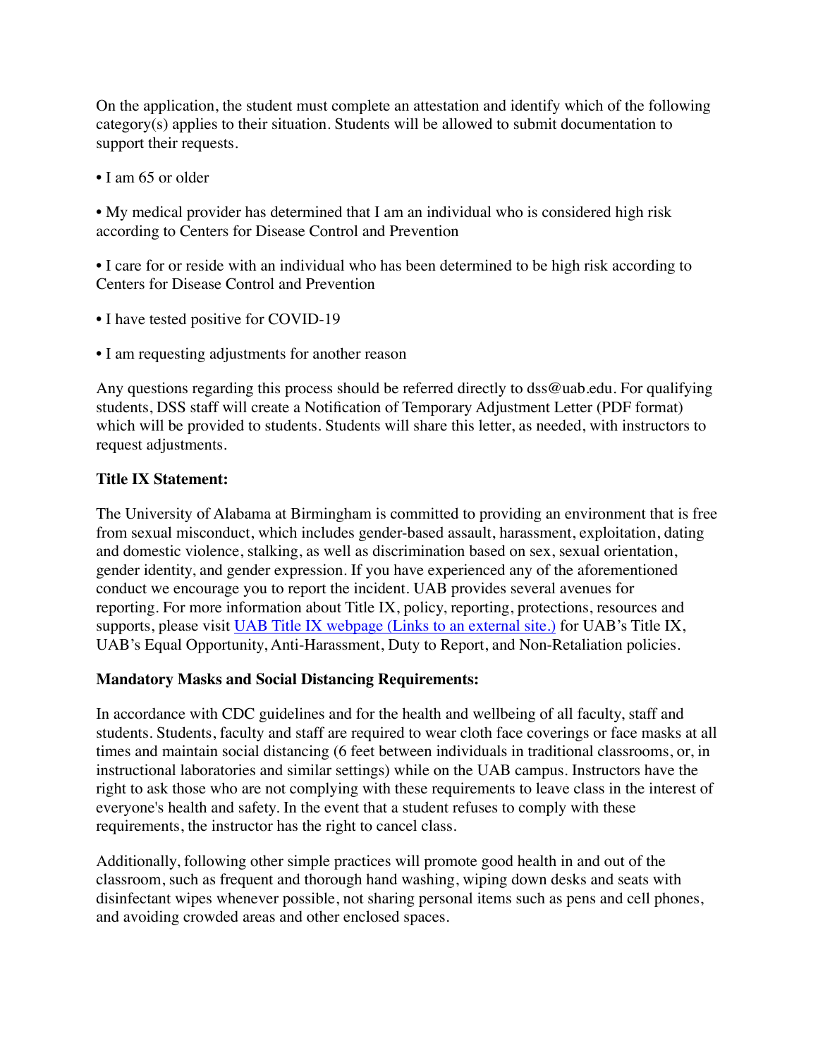On the application, the student must complete an attestation and identify which of the following category(s) applies to their situation. Students will be allowed to submit documentation to support their requests.

- I am 65 or older

- My medical provider has determined that I am an individual who is considered high risk according to Centers for Disease Control and Prevention

- I care for or reside with an individual who has been determined to be high risk according to Centers for Disease Control and Prevention

- I have tested positive for COVID-19

- I am requesting adjustments for another reason

Any questions regarding this process should be referred directly to dss@uab.edu. For qualifying students, DSS staff will create a Notification of Temporary Adjustment Letter (PDF format) which will be provided to students. Students will share this letter, as needed, with instructors to request adjustments.

**Title IX Statement:**

The University of Alabama at Birmingham is committed to providing an environment that is free from sexual misconduct, which includes gender-based assault, harassment, exploitation, dating and domestic violence, stalking, as well as discrimination based on sex, sexual orientation, gender identity, and gender expression. If you have experienced any of the aforementioned conduct we encourage you to report the incident. UAB provides several avenues for reporting. For more information about Title IX, policy, reporting, protections, resources and supports, please visit [UAB Title IX webpage (Links to an external site.)] for UAB's Title IX, UAB's Equal Opportunity, Anti-Harassment, Duty to Report, and Non-Retaliation policies.

**Mandatory Masks and Social Distancing Requirements:**

In accordance with CDC guidelines and for the health and wellbeing of all faculty, staff and students. Students, faculty and staff are required to wear cloth face coverings or face masks at all times and maintain social distancing (6 feet between individuals in traditional classrooms, or, in instructional laboratories and similar settings) while on the UAB campus. Instructors have the right to ask those who are not complying with these requirements to leave class in the interest of everyone's health and safety. In the event that a student refuses to comply with these requirements, the instructor has the right to cancel class.

Additionally, following other simple practices will promote good health in and out of the classroom, such as frequent and thorough hand washing, wiping down desks and seats with disinfectant wipes whenever possible, not sharing personal items such as pens and cell phones, and avoiding crowded areas and other enclosed spaces.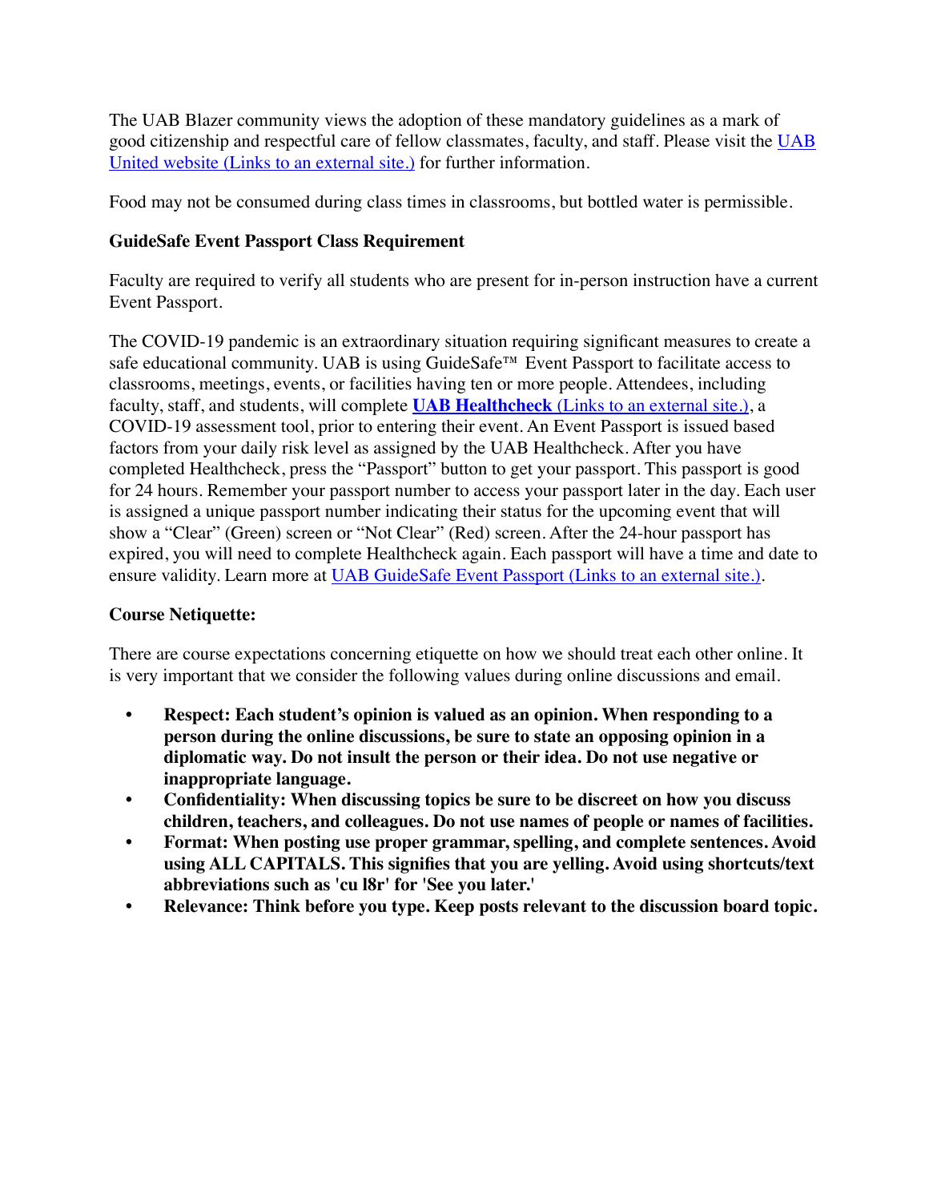The UAB Blazer community views the adoption of these mandatory guidelines as a mark of good citizenship and respectful care of fellow classmates, faculty, and staff. Please visit the UAB United website (Links to an external site.) for further information.

Food may not be consumed during class times in classrooms, but bottled water is permissible.

**GuideSafe Event Passport Class Requirement**

Faculty are required to verify all students who are present for in-person instruction have a current Event Passport.

The COVID-19 pandemic is an extraordinary situation requiring significant measures to create a safe educational community. UAB is using GuideSafe™ Event Passport to facilitate access to classrooms, meetings, events, or facilities having ten or more people. Attendees, including faculty, staff, and students, will complete **UAB Healthcheck** (Links to an external site.), a COVID-19 assessment tool, prior to entering their event. An Event Passport is issued based factors from your daily risk level as assigned by the UAB Healthcheck. After you have completed Healthcheck, press the "Passport" button to get your passport. This passport is good for 24 hours. Remember your passport number to access your passport later in the day. Each user is assigned a unique passport number indicating their status for the upcoming event that will show a "Clear" (Green) screen or "Not Clear" (Red) screen. After the 24-hour passport has expired, you will need to complete Healthcheck again. Each passport will have a time and date to ensure validity. Learn more at UAB GuideSafe Event Passport (Links to an external site.).

**Course Netiquette:**

There are course expectations concerning etiquette on how we should treat each other online. It is very important that we consider the following values during online discussions and email.

- **Respect: Each student's opinion is valued as an opinion. When responding to a person during the online discussions, be sure to state an opposing opinion in a diplomatic way. Do not insult the person or their idea. Do not use negative or inappropriate language.**
- **Confidentiality: When discussing topics be sure to be discreet on how you discuss children, teachers, and colleagues. Do not use names of people or names of facilities.**
- **Format: When posting use proper grammar, spelling, and complete sentences. Avoid using ALL CAPITALS. This signifies that you are yelling. Avoid using shortcuts/text abbreviations such as 'cu l8r' for 'See you later.'**
- **Relevance: Think before you type. Keep posts relevant to the discussion board topic.**